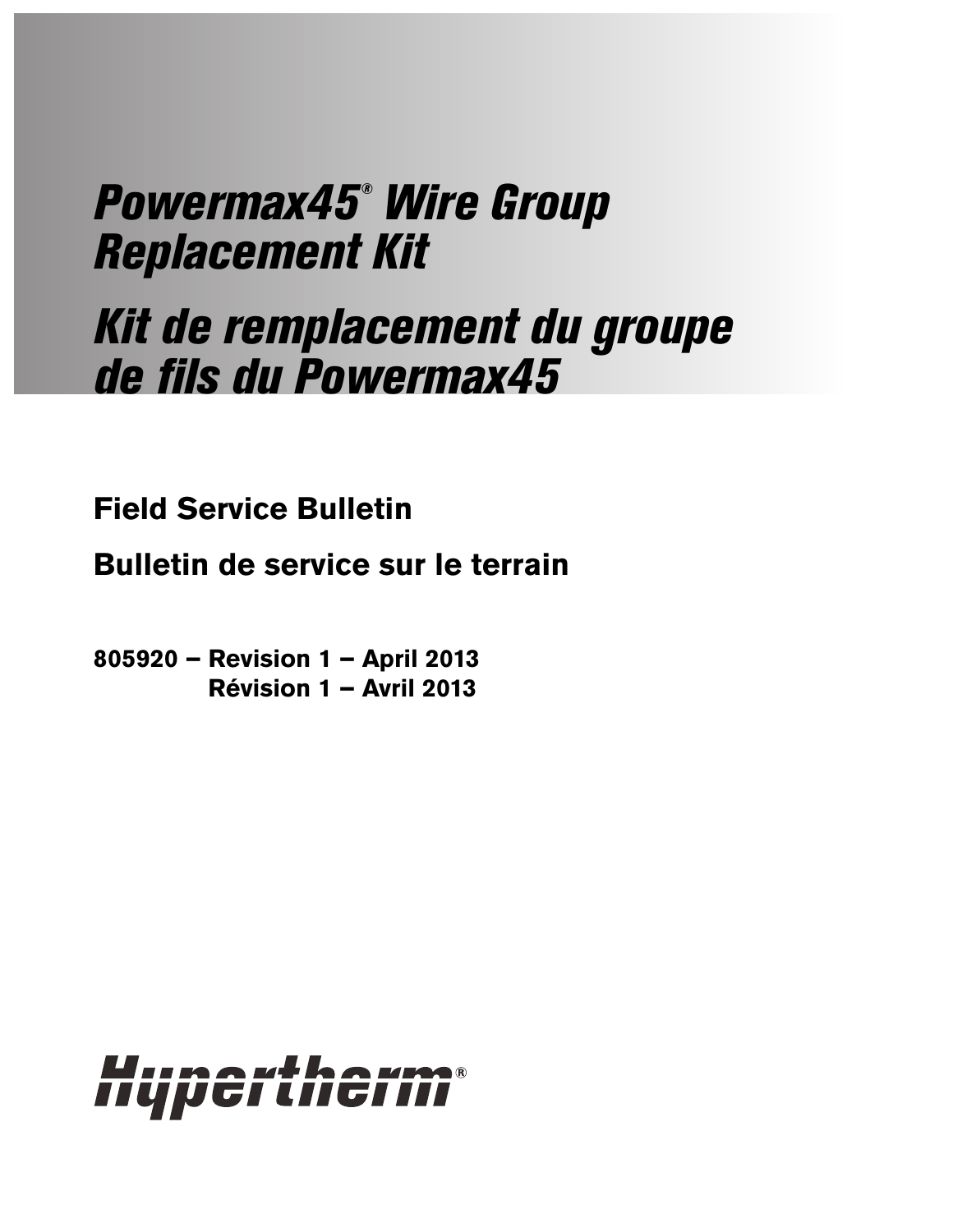# *Powermax45® Wire Group Replacement Kit*

# *Kit de remplacement du groupe de fils du Powermax45*

**Field Service Bulletin**

**Bulletin de service sur le terrain**

**805920 – Revision 1 – April 2013**
**Révision 1 – Avril 2013**

Hypertherm®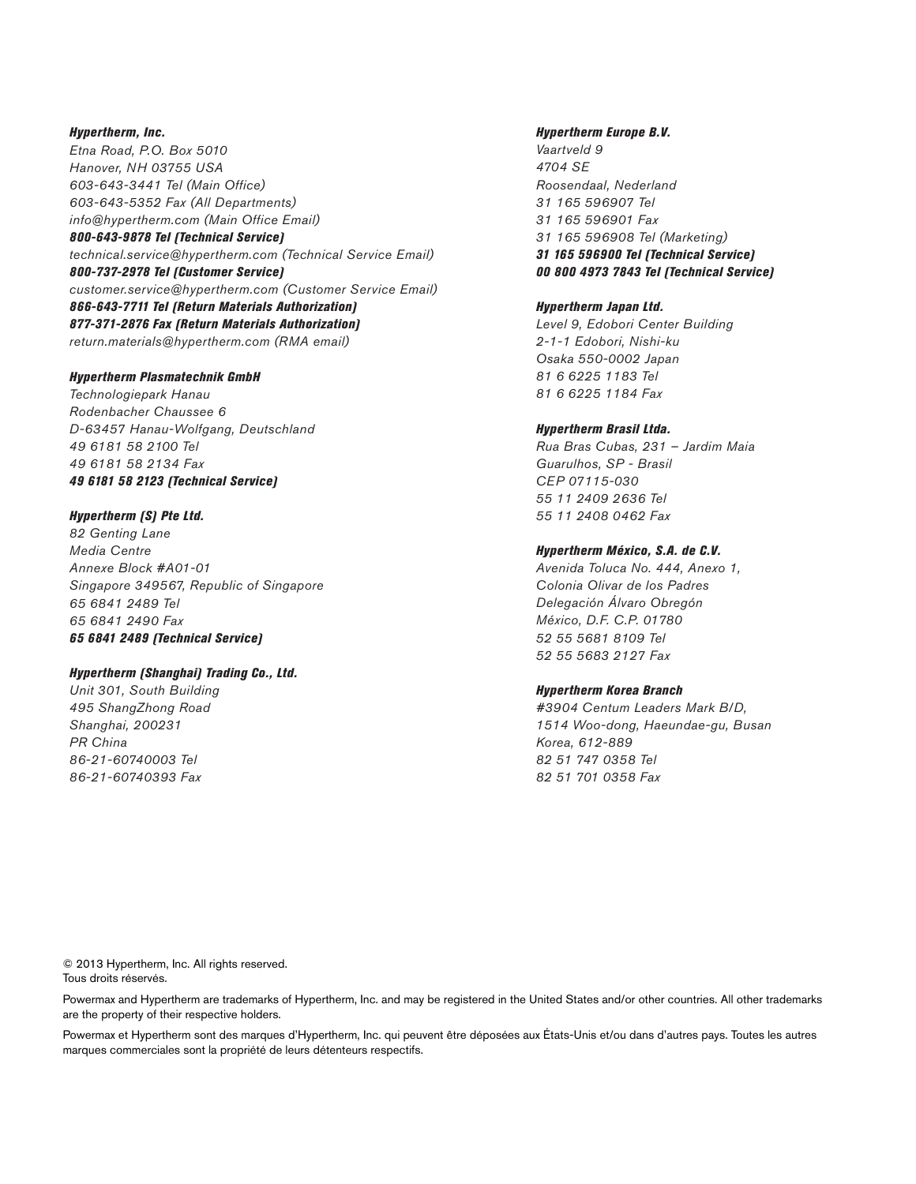***Hypertherm, Inc.***
*Etna Road, P.O. Box 5010*
*Hanover, NH 03755 USA*
*603-643-3441 Tel (Main Office)*
*603-643-5352 Fax (All Departments)*
*info@hypertherm.com (Main Office Email)*
***800-643-9878 Tel (Technical Service)***
*technical.service@hypertherm.com (Technical Service Email)*
***800-737-2978 Tel (Customer Service)***
*customer.service@hypertherm.com (Customer Service Email)*
***866-643-7711 Tel (Return Materials Authorization)***
***877-371-2876 Fax (Return Materials Authorization)***
*return.materials@hypertherm.com (RMA email)*

***Hypertherm Plasmatechnik GmbH***
*Technologiepark Hanau*
*Rodenbacher Chaussee 6*
*D-63457 Hanau-Wolfgang, Deutschland*
*49 6181 58 2100 Tel*
*49 6181 58 2134 Fax*
***49 6181 58 2123 (Technical Service)***

***Hypertherm (S) Pte Ltd.***
*82 Genting Lane*
*Media Centre*
*Annexe Block #A01-01*
*Singapore 349567, Republic of Singapore*
*65 6841 2489 Tel*
*65 6841 2490 Fax*
***65 6841 2489 (Technical Service)***

***Hypertherm (Shanghai) Trading Co., Ltd.***
*Unit 301, South Building*
*495 ShangZhong Road*
*Shanghai, 200231*
*PR China*
*86-21-60740003 Tel*
*86-21-60740393 Fax*

***Hypertherm Europe B.V.***
*Vaartveld 9*
*4704 SE*
*Roosendaal, Nederland*
*31 165 596907 Tel*
*31 165 596901 Fax*
*31 165 596908 Tel (Marketing)*
***31 165 596900 Tel (Technical Service)***
***00 800 4973 7843 Tel (Technical Service)***

***Hypertherm Japan Ltd.***
*Level 9, Edobori Center Building*
*2-1-1 Edobori, Nishi-ku*
*Osaka 550-0002 Japan*
*81 6 6225 1183 Tel*
*81 6 6225 1184 Fax*

***Hypertherm Brasil Ltda.***
*Rua Bras Cubas, 231 – Jardim Maia*
*Guarulhos, SP - Brasil*
*CEP 07115-030*
*55 11 2409 2636 Tel*
*55 11 2408 0462 Fax*

***Hypertherm México, S.A. de C.V.***
*Avenida Toluca No. 444, Anexo 1,*
*Colonia Olivar de los Padres*
*Delegación Álvaro Obregón*
*México, D.F. C.P. 01780*
*52 55 5681 8109 Tel*
*52 55 5683 2127 Fax*

***Hypertherm Korea Branch***
*#3904 Centum Leaders Mark B/D,*
*1514 Woo-dong, Haeundae-gu, Busan*
*Korea, 612-889*
*82 51 747 0358 Tel*
*82 51 701 0358 Fax*

© 2013 Hypertherm, Inc. All rights reserved.
Tous droits réservés.

Powermax and Hypertherm are trademarks of Hypertherm, Inc. and may be registered in the United States and/or other countries. All other trademarks are the property of their respective holders.

Powermax et Hypertherm sont des marques d'Hypertherm, Inc. qui peuvent être déposées aux États-Unis et/ou dans d'autres pays. Toutes les autres marques commerciales sont la propriété de leurs détenteurs respectifs.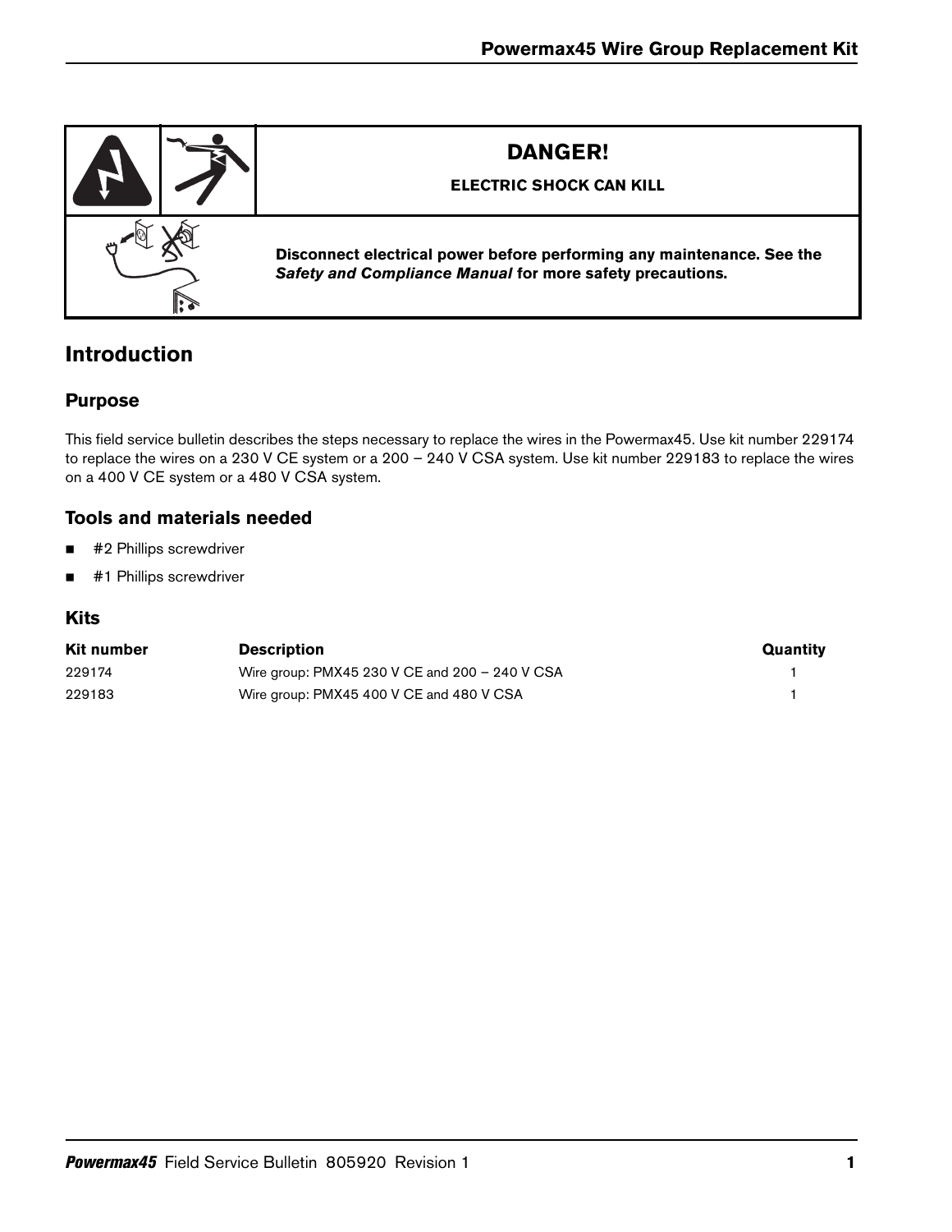**DANGER!**

**ELECTRIC SHOCK CAN KILL**

**Disconnect electrical power before performing any maintenance. See the *Safety and Compliance Manual* for more safety precautions.**

## Introduction

### Purpose

This field service bulletin describes the steps necessary to replace the wires in the Powermax45. Use kit number 229174 to replace the wires on a 230 V CE system or a 200 – 240 V CSA system. Use kit number 229183 to replace the wires on a 400 V CE system or a 480 V CSA system.

### Tools and materials needed

- #2 Phillips screwdriver
- #1 Phillips screwdriver

### Kits

| Kit number | Description | Quantity |
|---|---|---|
| 229174 | Wire group: PMX45 230 V CE and 200 – 240 V CSA | 1 |
| 229183 | Wire group: PMX45 400 V CE and 480 V CSA | 1 |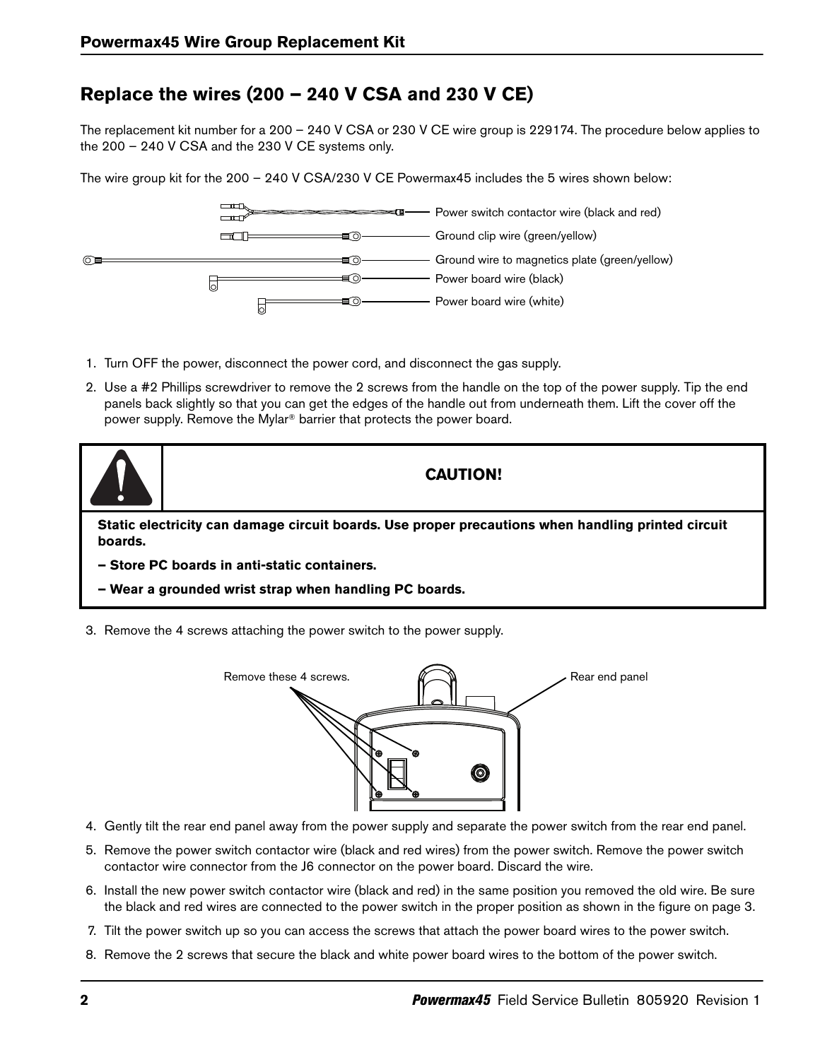## Replace the wires (200 – 240 V CSA and 230 V CE)

The replacement kit number for a 200 – 240 V CSA or 230 V CE wire group is 229174. The procedure below applies to the 200 – 240 V CSA and the 230 V CE systems only.

The wire group kit for the 200 – 240 V CSA/230 V CE Powermax45 includes the 5 wires shown below:

- Power switch contactor wire (black and red)
- Ground clip wire (green/yellow)
- Ground wire to magnetics plate (green/yellow)
- Power board wire (black)
- Power board wire (white)

1. Turn OFF the power, disconnect the power cord, and disconnect the gas supply.
2. Use a #2 Phillips screwdriver to remove the 2 screws from the handle on the top of the power supply. Tip the end panels back slightly so that you can get the edges of the handle out from underneath them. Lift the cover off the power supply. Remove the Mylar® barrier that protects the power board.

> **CAUTION!**
>
> **Static electricity can damage circuit boards. Use proper precautions when handling printed circuit boards.**
>
> **– Store PC boards in anti-static containers.**
>
> **– Wear a grounded wrist strap when handling PC boards.**

3. Remove the 4 screws attaching the power switch to the power supply.

Remove these 4 screws. Rear end panel

4. Gently tilt the rear end panel away from the power supply and separate the power switch from the rear end panel.
5. Remove the power switch contactor wire (black and red wires) from the power switch. Remove the power switch contactor wire connector from the J6 connector on the power board. Discard the wire.
6. Install the new power switch contactor wire (black and red) in the same position you removed the old wire. Be sure the black and red wires are connected to the power switch in the proper position as shown in the figure on page 3.
7. Tilt the power switch up so you can access the screws that attach the power board wires to the power switch.
8. Remove the 2 screws that secure the black and white power board wires to the bottom of the power switch.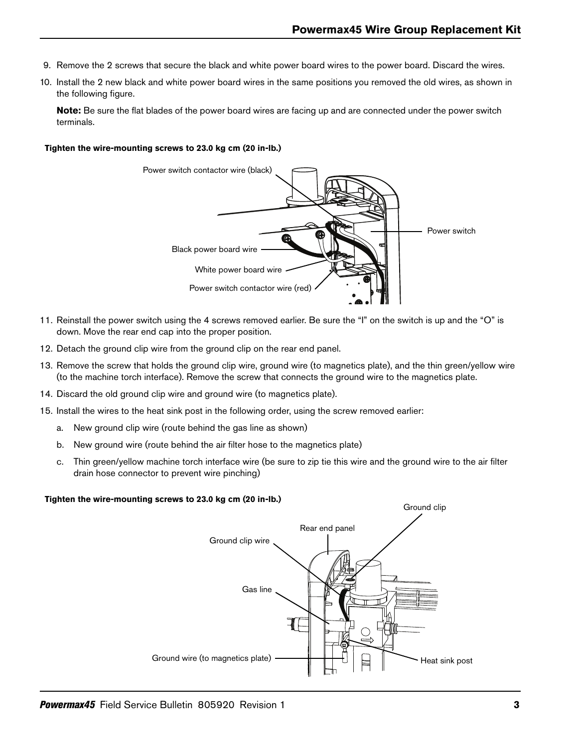9. Remove the 2 screws that secure the black and white power board wires to the power board. Discard the wires.
10. Install the 2 new black and white power board wires in the same positions you removed the old wires, as shown in the following figure.

    **Note:** Be sure the flat blades of the power board wires are facing up and are connected under the power switch terminals.

**Tighten the wire-mounting screws to 23.0 kg cm (20 in-lb.)**

Power switch contactor wire (black)

Power switch

Black power board wire

White power board wire

Power switch contactor wire (red)

11. Reinstall the power switch using the 4 screws removed earlier. Be sure the "I" on the switch is up and the "O" is down. Move the rear end cap into the proper position.
12. Detach the ground clip wire from the ground clip on the rear end panel.
13. Remove the screw that holds the ground clip wire, ground wire (to magnetics plate), and the thin green/yellow wire (to the machine torch interface). Remove the screw that connects the ground wire to the magnetics plate.
14. Discard the old ground clip wire and ground wire (to magnetics plate).
15. Install the wires to the heat sink post in the following order, using the screw removed earlier:
    a. New ground clip wire (route behind the gas line as shown)
    b. New ground wire (route behind the air filter hose to the magnetics plate)
    c. Thin green/yellow machine torch interface wire (be sure to zip tie this wire and the ground wire to the air filter drain hose connector to prevent wire pinching)

**Tighten the wire-mounting screws to 23.0 kg cm (20 in-lb.)**

Ground clip

Rear end panel

Ground clip wire

Gas line

Ground wire (to magnetics plate)

Heat sink post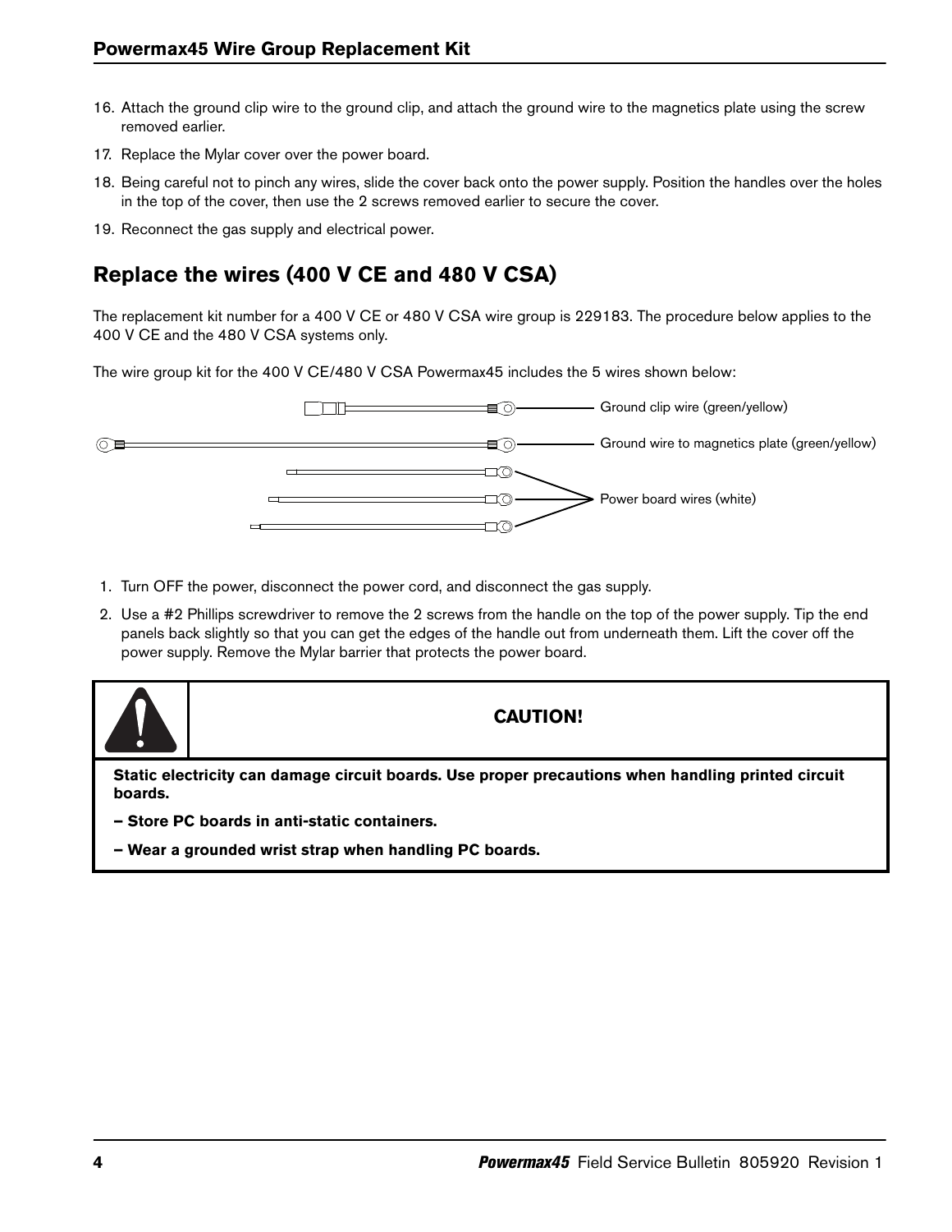16. Attach the ground clip wire to the ground clip, and attach the ground wire to the magnetics plate using the screw removed earlier.
17. Replace the Mylar cover over the power board.
18. Being careful not to pinch any wires, slide the cover back onto the power supply. Position the handles over the holes in the top of the cover, then use the 2 screws removed earlier to secure the cover.
19. Reconnect the gas supply and electrical power.

## Replace the wires (400 V CE and 480 V CSA)

The replacement kit number for a 400 V CE or 480 V CSA wire group is 229183. The procedure below applies to the 400 V CE and the 480 V CSA systems only.

The wire group kit for the 400 V CE/480 V CSA Powermax45 includes the 5 wires shown below:

Ground clip wire (green/yellow)

Ground wire to magnetics plate (green/yellow)

Power board wires (white)

1. Turn OFF the power, disconnect the power cord, and disconnect the gas supply.
2. Use a #2 Phillips screwdriver to remove the 2 screws from the handle on the top of the power supply. Tip the end panels back slightly so that you can get the edges of the handle out from underneath them. Lift the cover off the power supply. Remove the Mylar barrier that protects the power board.

**CAUTION!**

**Static electricity can damage circuit boards. Use proper precautions when handling printed circuit boards.**

**– Store PC boards in anti-static containers.**

**– Wear a grounded wrist strap when handling PC boards.**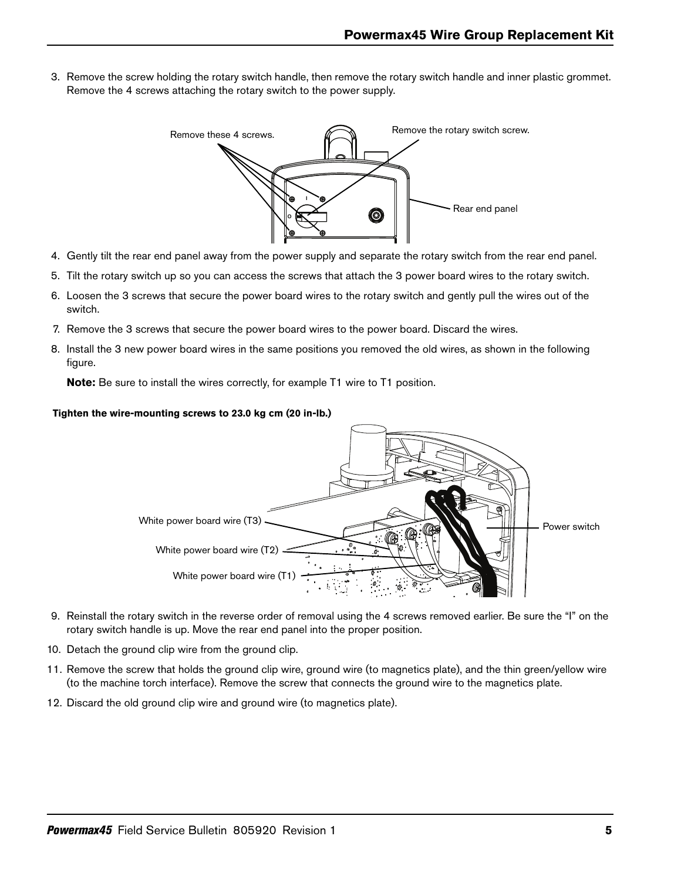3. Remove the screw holding the rotary switch handle, then remove the rotary switch handle and inner plastic grommet. Remove the 4 screws attaching the rotary switch to the power supply.

Remove these 4 screws.

Remove the rotary switch screw.

Rear end panel

4. Gently tilt the rear end panel away from the power supply and separate the rotary switch from the rear end panel.
5. Tilt the rotary switch up so you can access the screws that attach the 3 power board wires to the rotary switch.
6. Loosen the 3 screws that secure the power board wires to the rotary switch and gently pull the wires out of the switch.
7. Remove the 3 screws that secure the power board wires to the power board. Discard the wires.
8. Install the 3 new power board wires in the same positions you removed the old wires, as shown in the following figure.

   **Note:** Be sure to install the wires correctly, for example T1 wire to T1 position.

**Tighten the wire-mounting screws to 23.0 kg cm (20 in-lb.)**

White power board wire (T3)

White power board wire (T2)

White power board wire (T1)

Power switch

9. Reinstall the rotary switch in the reverse order of removal using the 4 screws removed earlier. Be sure the "I" on the rotary switch handle is up. Move the rear end panel into the proper position.
10. Detach the ground clip wire from the ground clip.
11. Remove the screw that holds the ground clip wire, ground wire (to magnetics plate), and the thin green/yellow wire (to the machine torch interface). Remove the screw that connects the ground wire to the magnetics plate.
12. Discard the old ground clip wire and ground wire (to magnetics plate).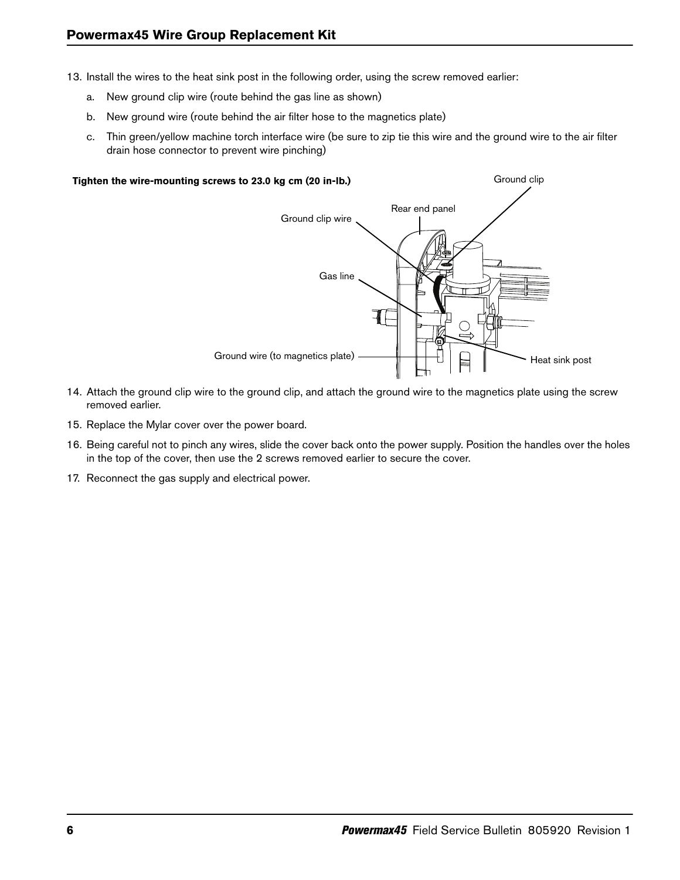13. Install the wires to the heat sink post in the following order, using the screw removed earlier:
    a. New ground clip wire (route behind the gas line as shown)
    b. New ground wire (route behind the air filter hose to the magnetics plate)
    c. Thin green/yellow machine torch interface wire (be sure to zip tie this wire and the ground wire to the air filter drain hose connector to prevent wire pinching)

**Tighten the wire-mounting screws to 23.0 kg cm (20 in-lb.)**

Ground clip

Rear end panel

Ground clip wire

Gas line

Ground wire (to magnetics plate)

Heat sink post

14. Attach the ground clip wire to the ground clip, and attach the ground wire to the magnetics plate using the screw removed earlier.
15. Replace the Mylar cover over the power board.
16. Being careful not to pinch any wires, slide the cover back onto the power supply. Position the handles over the holes in the top of the cover, then use the 2 screws removed earlier to secure the cover.
17. Reconnect the gas supply and electrical power.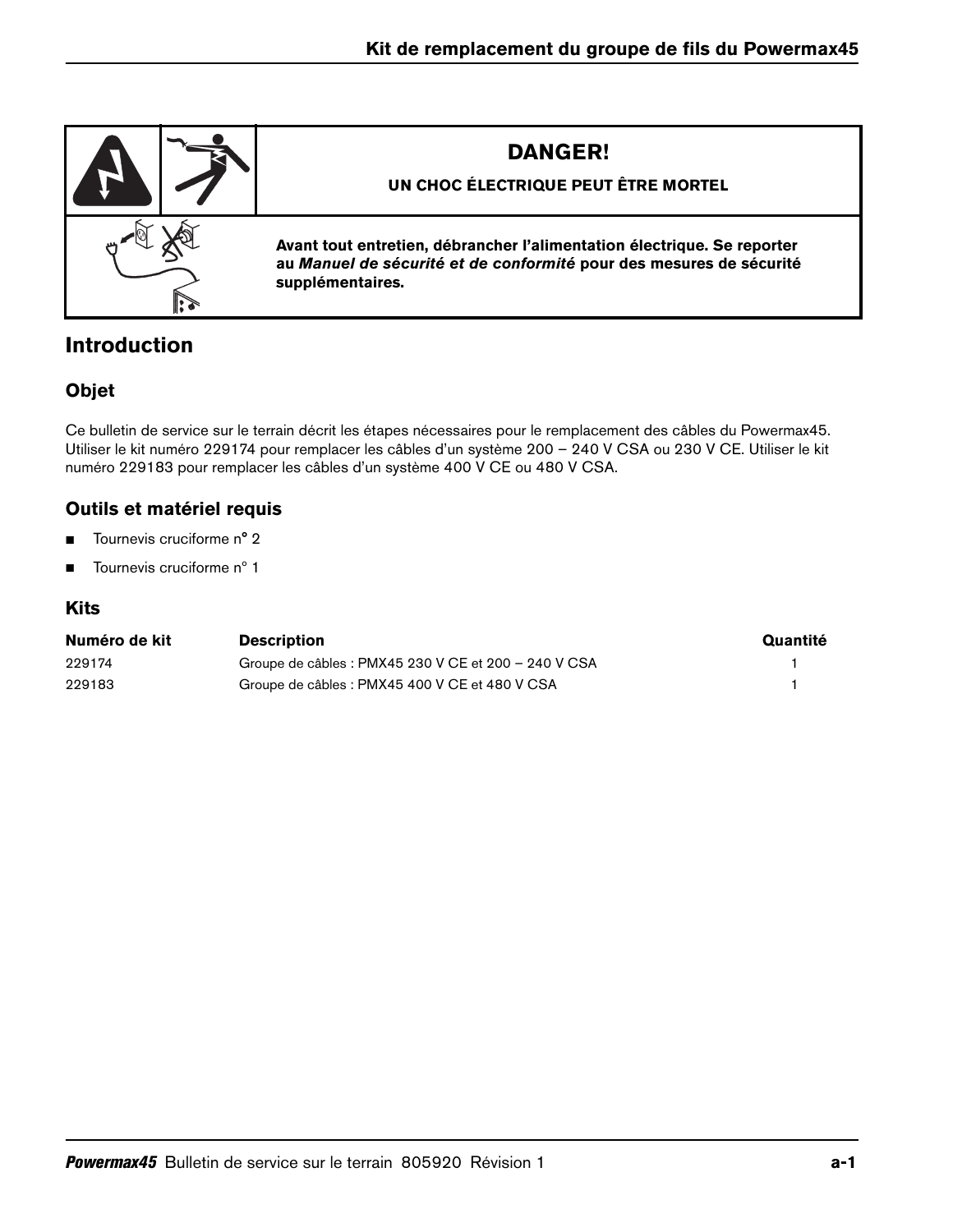**DANGER!**

**UN CHOC ÉLECTRIQUE PEUT ÊTRE MORTEL**

**Avant tout entretien, débrancher l'alimentation électrique. Se reporter au *Manuel de sécurité et de conformité* pour des mesures de sécurité supplémentaires.**

# Introduction

## Objet

Ce bulletin de service sur le terrain décrit les étapes nécessaires pour le remplacement des câbles du Powermax45. Utiliser le kit numéro 229174 pour remplacer les câbles d'un système 200 – 240 V CSA ou 230 V CE. Utiliser le kit numéro 229183 pour remplacer les câbles d'un système 400 V CE ou 480 V CSA.

## Outils et matériel requis

- Tournevis cruciforme n° 2
- Tournevis cruciforme n° 1

## Kits

| Numéro de kit | Description | Quantité |
| --- | --- | --- |
| 229174 | Groupe de câbles : PMX45 230 V CE et 200 – 240 V CSA | 1 |
| 229183 | Groupe de câbles : PMX45 400 V CE et 480 V CSA | 1 |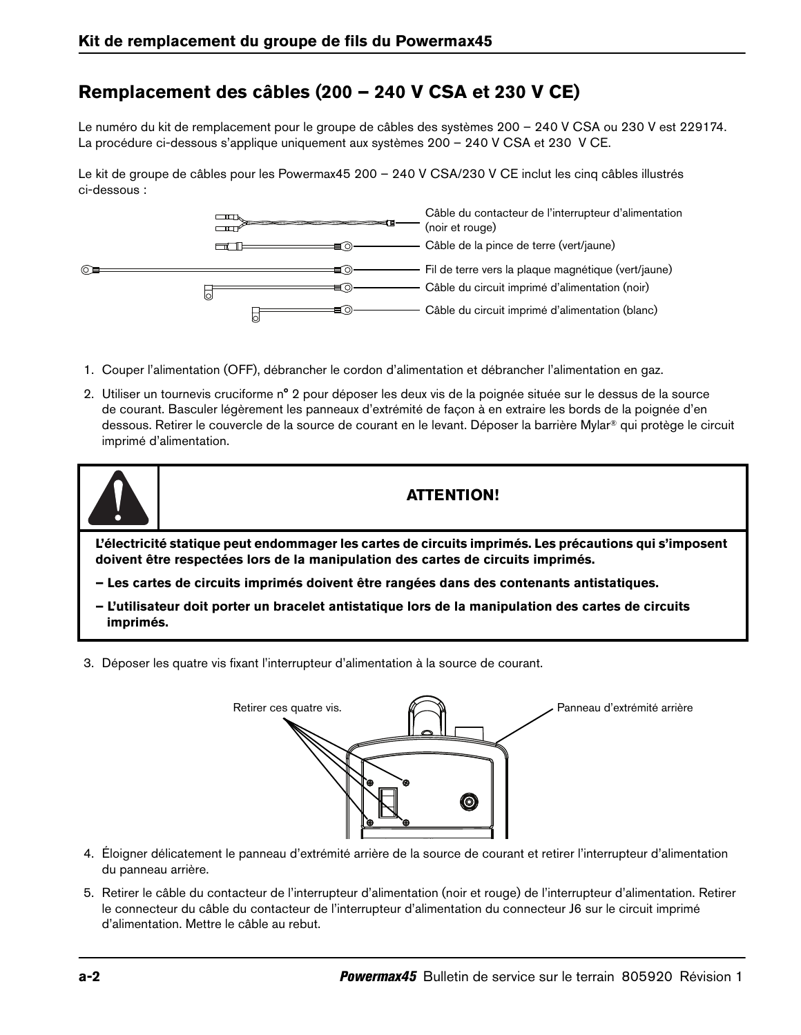## Remplacement des câbles (200 – 240 V CSA et 230 V CE)

Le numéro du kit de remplacement pour le groupe de câbles des systèmes 200 – 240 V CSA ou 230 V est 229174. La procédure ci-dessous s'applique uniquement aux systèmes 200 – 240 V CSA et 230 V CE.

Le kit de groupe de câbles pour les Powermax45 200 – 240 V CSA/230 V CE inclut les cinq câbles illustrés ci-dessous :

Câble du contacteur de l'interrupteur d'alimentation (noir et rouge)
Câble de la pince de terre (vert/jaune)
Fil de terre vers la plaque magnétique (vert/jaune)
Câble du circuit imprimé d'alimentation (noir)
Câble du circuit imprimé d'alimentation (blanc)

1. Couper l'alimentation (OFF), débrancher le cordon d'alimentation et débrancher l'alimentation en gaz.
2. Utiliser un tournevis cruciforme n° 2 pour déposer les deux vis de la poignée située sur le dessus de la source de courant. Basculer légèrement les panneaux d'extrémité de façon à en extraire les bords de la poignée d'en dessous. Retirer le couvercle de la source de courant en le levant. Déposer la barrière Mylar® qui protège le circuit imprimé d'alimentation.

**ATTENTION!**

**L'électricité statique peut endommager les cartes de circuits imprimés. Les précautions qui s'imposent doivent être respectées lors de la manipulation des cartes de circuits imprimés.**

**– Les cartes de circuits imprimés doivent être rangées dans des contenants antistatiques.**

**– L'utilisateur doit porter un bracelet antistatique lors de la manipulation des cartes de circuits imprimés.**

3. Déposer les quatre vis fixant l'interrupteur d'alimentation à la source de courant.

Retirer ces quatre vis.
Panneau d'extrémité arrière

4. Éloigner délicatement le panneau d'extrémité arrière de la source de courant et retirer l'interrupteur d'alimentation du panneau arrière.
5. Retirer le câble du contacteur de l'interrupteur d'alimentation (noir et rouge) de l'interrupteur d'alimentation. Retirer le connecteur du câble du contacteur de l'interrupteur d'alimentation du connecteur J6 sur le circuit imprimé d'alimentation. Mettre le câble au rebut.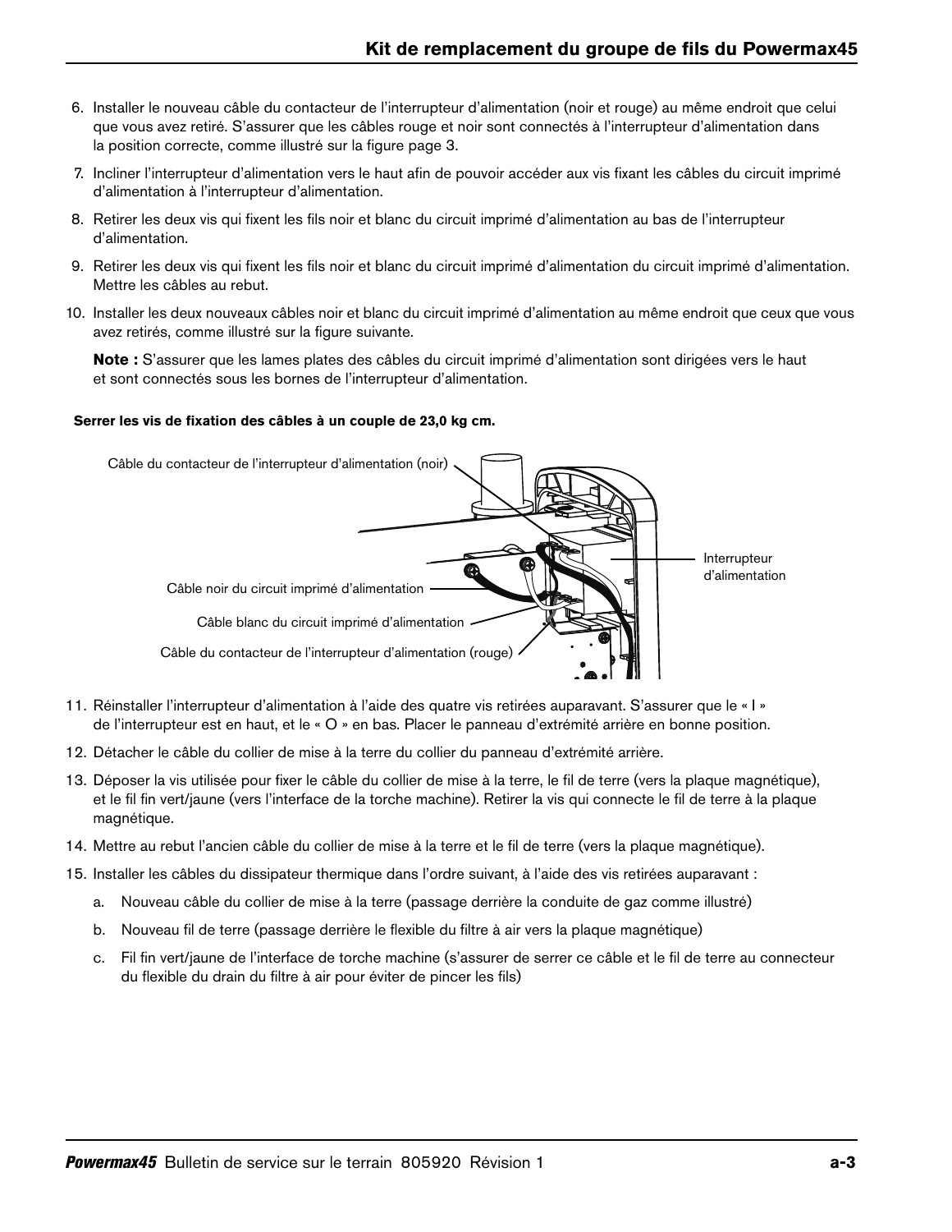6. Installer le nouveau câble du contacteur de l'interrupteur d'alimentation (noir et rouge) au même endroit que celui que vous avez retiré. S'assurer que les câbles rouge et noir sont connectés à l'interrupteur d'alimentation dans la position correcte, comme illustré sur la figure page 3.
7. Incliner l'interrupteur d'alimentation vers le haut afin de pouvoir accéder aux vis fixant les câbles du circuit imprimé d'alimentation à l'interrupteur d'alimentation.
8. Retirer les deux vis qui fixent les fils noir et blanc du circuit imprimé d'alimentation au bas de l'interrupteur d'alimentation.
9. Retirer les deux vis qui fixent les fils noir et blanc du circuit imprimé d'alimentation du circuit imprimé d'alimentation. Mettre les câbles au rebut.
10. Installer les deux nouveaux câbles noir et blanc du circuit imprimé d'alimentation au même endroit que ceux que vous avez retirés, comme illustré sur la figure suivante.

    **Note :** S'assurer que les lames plates des câbles du circuit imprimé d'alimentation sont dirigées vers le haut et sont connectés sous les bornes de l'interrupteur d'alimentation.

**Serrer les vis de fixation des câbles à un couple de 23,0 kg cm.**

Câble du contacteur de l'interrupteur d'alimentation (noir)

Interrupteur d'alimentation

Câble noir du circuit imprimé d'alimentation

Câble blanc du circuit imprimé d'alimentation

Câble du contacteur de l'interrupteur d'alimentation (rouge)

11. Réinstaller l'interrupteur d'alimentation à l'aide des quatre vis retirées auparavant. S'assurer que le « I » de l'interrupteur est en haut, et le « O » en bas. Placer le panneau d'extrémité arrière en bonne position.
12. Détacher le câble du collier de mise à la terre du collier du panneau d'extrémité arrière.
13. Déposer la vis utilisée pour fixer le câble du collier de mise à la terre, le fil de terre (vers la plaque magnétique), et le fil fin vert/jaune (vers l'interface de la torche machine). Retirer la vis qui connecte le fil de terre à la plaque magnétique.
14. Mettre au rebut l'ancien câble du collier de mise à la terre et le fil de terre (vers la plaque magnétique).
15. Installer les câbles du dissipateur thermique dans l'ordre suivant, à l'aide des vis retirées auparavant :
    a. Nouveau câble du collier de mise à la terre (passage derrière la conduite de gaz comme illustré)
    b. Nouveau fil de terre (passage derrière le flexible du filtre à air vers la plaque magnétique)
    c. Fil fin vert/jaune de l'interface de torche machine (s'assurer de serrer ce câble et le fil de terre au connecteur du flexible du drain du filtre à air pour éviter de pincer les fils)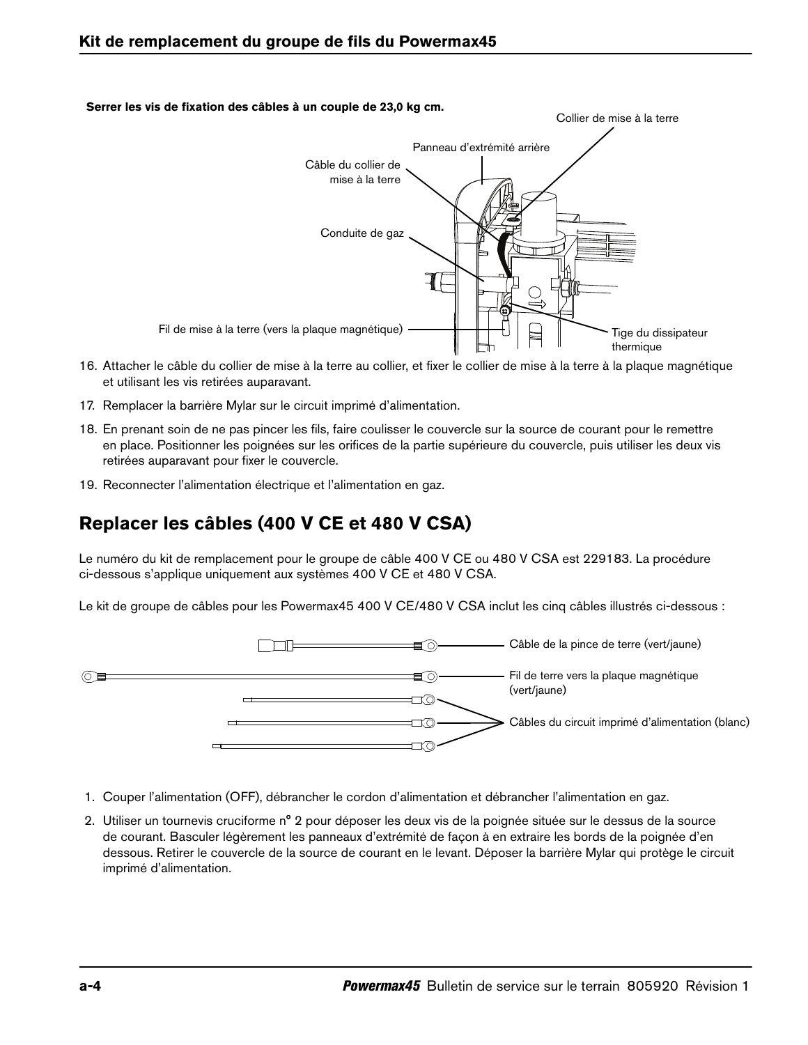**Serrer les vis de fixation des câbles à un couple de 23,0 kg cm.**

Collier de mise à la terre

Panneau d'extrémité arrière

Câble du collier de mise à la terre

Conduite de gaz

Fil de mise à la terre (vers la plaque magnétique)

Tige du dissipateur thermique

16. Attacher le câble du collier de mise à la terre au collier, et fixer le collier de mise à la terre à la plaque magnétique et utilisant les vis retirées auparavant.
17. Remplacer la barrière Mylar sur le circuit imprimé d'alimentation.
18. En prenant soin de ne pas pincer les fils, faire coulisser le couvercle sur la source de courant pour le remettre en place. Positionner les poignées sur les orifices de la partie supérieure du couvercle, puis utiliser les deux vis retirées auparavant pour fixer le couvercle.
19. Reconnecter l'alimentation électrique et l'alimentation en gaz.

## Replacer les câbles (400 V CE et 480 V CSA)

Le numéro du kit de remplacement pour le groupe de câble 400 V CE ou 480 V CSA est 229183. La procédure ci-dessous s'applique uniquement aux systèmes 400 V CE et 480 V CSA.

Le kit de groupe de câbles pour les Powermax45 400 V CE/480 V CSA inclut les cinq câbles illustrés ci-dessous :

Câble de la pince de terre (vert/jaune)

Fil de terre vers la plaque magnétique (vert/jaune)

Câbles du circuit imprimé d'alimentation (blanc)

1. Couper l'alimentation (OFF), débrancher le cordon d'alimentation et débrancher l'alimentation en gaz.
2. Utiliser un tournevis cruciforme n° 2 pour déposer les deux vis de la poignée située sur le dessus de la source de courant. Basculer légèrement les panneaux d'extrémité de façon à en extraire les bords de la poignée d'en dessous. Retirer le couvercle de la source de courant en le levant. Déposer la barrière Mylar qui protège le circuit imprimé d'alimentation.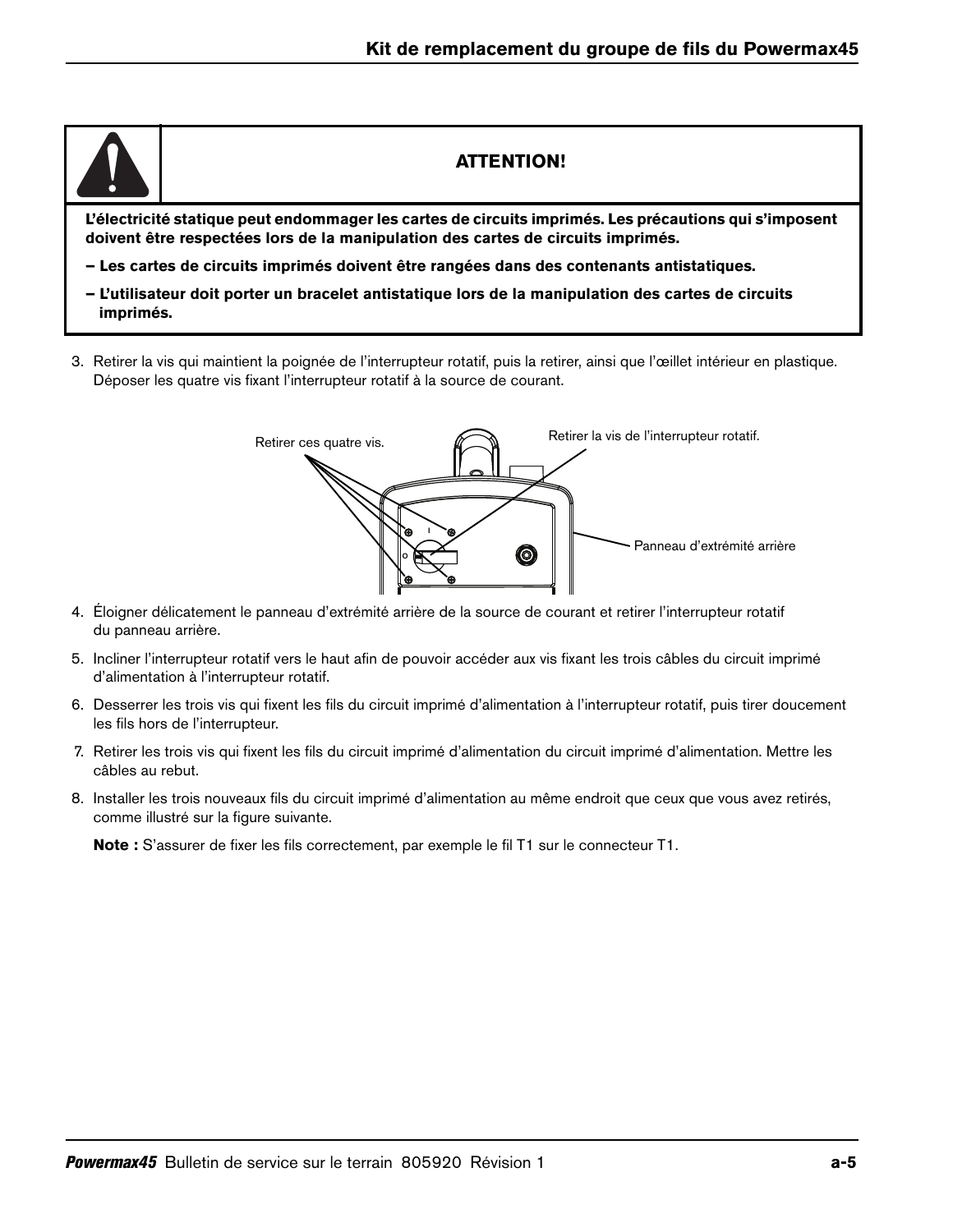**ATTENTION!**

**L'électricité statique peut endommager les cartes de circuits imprimés. Les précautions qui s'imposent doivent être respectées lors de la manipulation des cartes de circuits imprimés.**

**– Les cartes de circuits imprimés doivent être rangées dans des contenants antistatiques.**

**– L'utilisateur doit porter un bracelet antistatique lors de la manipulation des cartes de circuits imprimés.**

3. Retirer la vis qui maintient la poignée de l'interrupteur rotatif, puis la retirer, ainsi que l'œillet intérieur en plastique. Déposer les quatre vis fixant l'interrupteur rotatif à la source de courant.

Retirer ces quatre vis.

Retirer la vis de l'interrupteur rotatif.

Panneau d'extrémité arrière

4. Éloigner délicatement le panneau d'extrémité arrière de la source de courant et retirer l'interrupteur rotatif du panneau arrière.
5. Incliner l'interrupteur rotatif vers le haut afin de pouvoir accéder aux vis fixant les trois câbles du circuit imprimé d'alimentation à l'interrupteur rotatif.
6. Desserrer les trois vis qui fixent les fils du circuit imprimé d'alimentation à l'interrupteur rotatif, puis tirer doucement les fils hors de l'interrupteur.
7. Retirer les trois vis qui fixent les fils du circuit imprimé d'alimentation du circuit imprimé d'alimentation. Mettre les câbles au rebut.
8. Installer les trois nouveaux fils du circuit imprimé d'alimentation au même endroit que ceux que vous avez retirés, comme illustré sur la figure suivante.

   **Note :** S'assurer de fixer les fils correctement, par exemple le fil T1 sur le connecteur T1.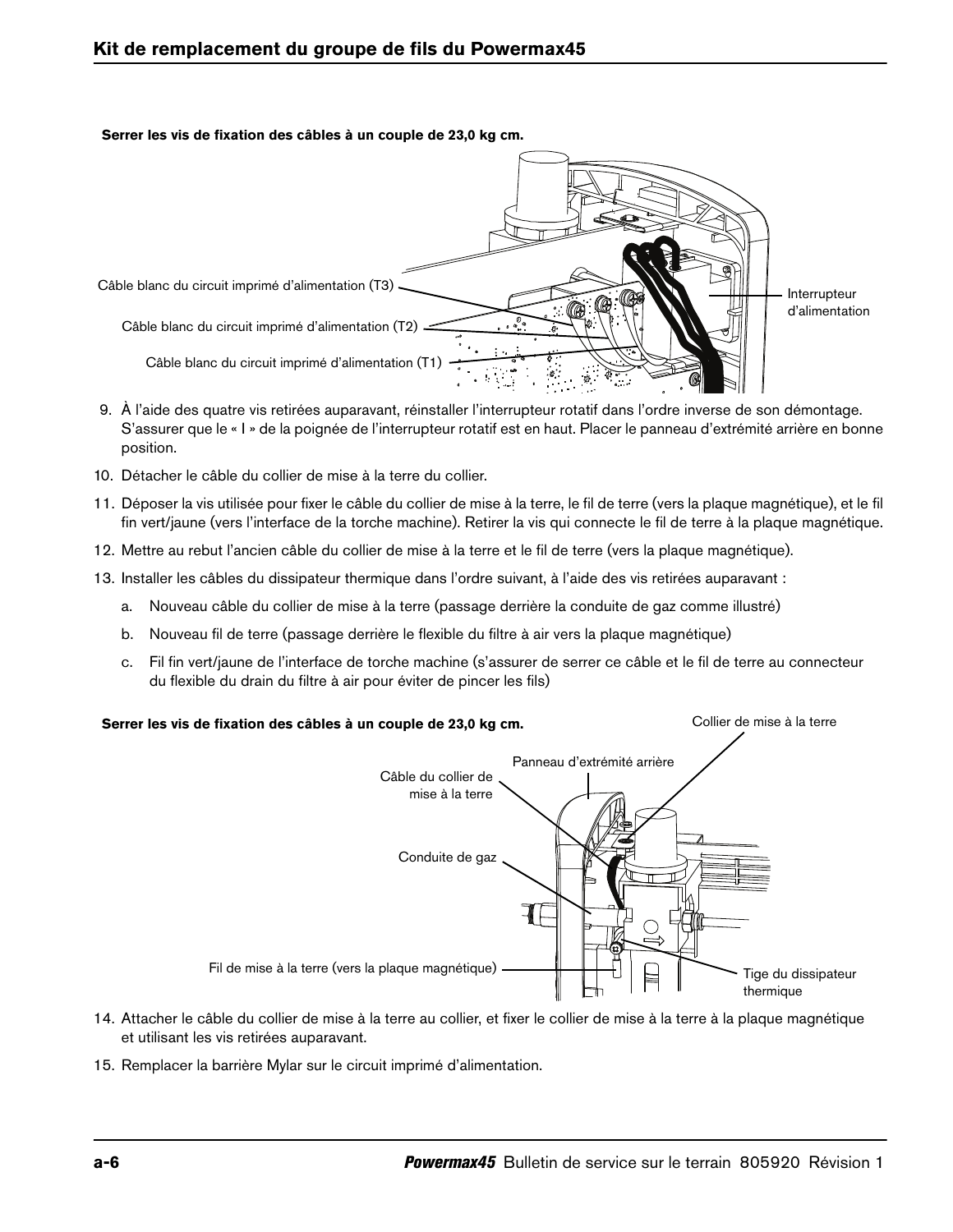**Serrer les vis de fixation des câbles à un couple de 23,0 kg cm.**

Câble blanc du circuit imprimé d'alimentation (T3)

Câble blanc du circuit imprimé d'alimentation (T2)

Câble blanc du circuit imprimé d'alimentation (T1)

Interrupteur d'alimentation

9. À l'aide des quatre vis retirées auparavant, réinstaller l'interrupteur rotatif dans l'ordre inverse de son démontage. S'assurer que le « I » de la poignée de l'interrupteur rotatif est en haut. Placer le panneau d'extrémité arrière en bonne position.
10. Détacher le câble du collier de mise à la terre du collier.
11. Déposer la vis utilisée pour fixer le câble du collier de mise à la terre, le fil de terre (vers la plaque magnétique), et le fil fin vert/jaune (vers l'interface de la torche machine). Retirer la vis qui connecte le fil de terre à la plaque magnétique.
12. Mettre au rebut l'ancien câble du collier de mise à la terre et le fil de terre (vers la plaque magnétique).
13. Installer les câbles du dissipateur thermique dans l'ordre suivant, à l'aide des vis retirées auparavant :
    a. Nouveau câble du collier de mise à la terre (passage derrière la conduite de gaz comme illustré)
    b. Nouveau fil de terre (passage derrière le flexible du filtre à air vers la plaque magnétique)
    c. Fil fin vert/jaune de l'interface de torche machine (s'assurer de serrer ce câble et le fil de terre au connecteur du flexible du drain du filtre à air pour éviter de pincer les fils)

**Serrer les vis de fixation des câbles à un couple de 23,0 kg cm.**

Collier de mise à la terre

Panneau d'extrémité arrière

Câble du collier de mise à la terre

Conduite de gaz

Fil de mise à la terre (vers la plaque magnétique)

Tige du dissipateur thermique

14. Attacher le câble du collier de mise à la terre au collier, et fixer le collier de mise à la terre à la plaque magnétique et utilisant les vis retirées auparavant.
15. Remplacer la barrière Mylar sur le circuit imprimé d'alimentation.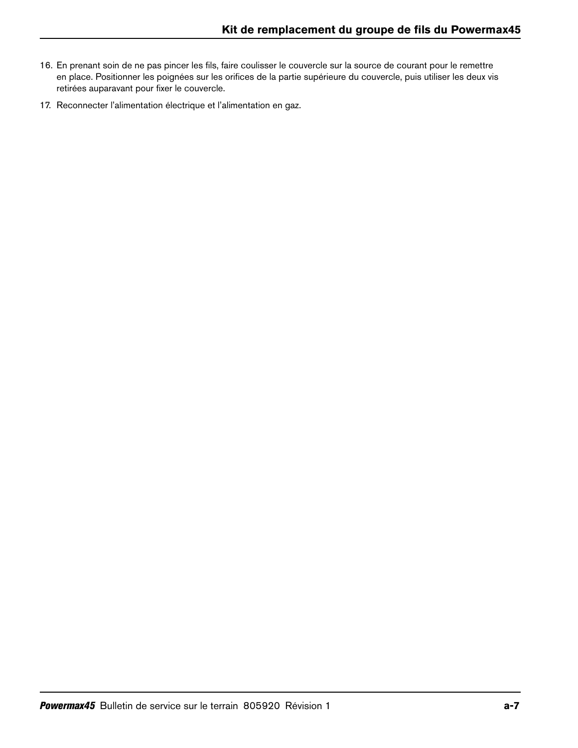16. En prenant soin de ne pas pincer les fils, faire coulisser le couvercle sur la source de courant pour le remettre en place. Positionner les poignées sur les orifices de la partie supérieure du couvercle, puis utiliser les deux vis retirées auparavant pour fixer le couvercle.
17. Reconnecter l'alimentation électrique et l'alimentation en gaz.